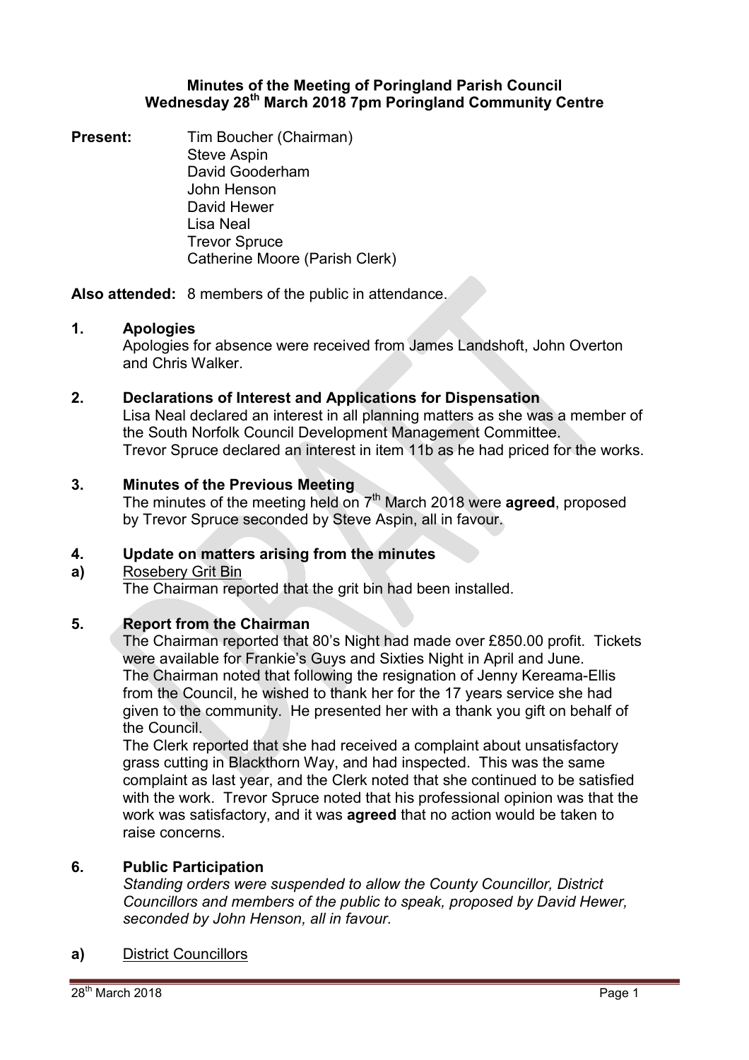**Minutes of the Meeting of Poringland Parish Council**
**Wednesday 28th March 2018 7pm Poringland Community Centre**

**Present:** Tim Boucher (Chairman)
Steve Aspin
David Gooderham
John Henson
David Hewer
Lisa Neal
Trevor Spruce
Catherine Moore (Parish Clerk)

**Also attended:** 8 members of the public in attendance.

**1. Apologies**

Apologies for absence were received from James Landshoft, John Overton and Chris Walker.

**2. Declarations of Interest and Applications for Dispensation**

Lisa Neal declared an interest in all planning matters as she was a member of the South Norfolk Council Development Management Committee.
Trevor Spruce declared an interest in item 11b as he had priced for the works.

**3. Minutes of the Previous Meeting**

The minutes of the meeting held on 7th March 2018 were **agreed**, proposed by Trevor Spruce seconded by Steve Aspin, all in favour.

**4. Update on matters arising from the minutes**

**a)** Rosebery Grit Bin

The Chairman reported that the grit bin had been installed.

**5. Report from the Chairman**

The Chairman reported that 80's Night had made over £850.00 profit. Tickets were available for Frankie's Guys and Sixties Night in April and June.
The Chairman noted that following the resignation of Jenny Kereama-Ellis from the Council, he wished to thank her for the 17 years service she had given to the community. He presented her with a thank you gift on behalf of the Council.
The Clerk reported that she had received a complaint about unsatisfactory grass cutting in Blackthorn Way, and had inspected. This was the same complaint as last year, and the Clerk noted that she continued to be satisfied with the work. Trevor Spruce noted that his professional opinion was that the work was satisfactory, and it was **agreed** that no action would be taken to raise concerns.

**6. Public Participation**

*Standing orders were suspended to allow the County Councillor, District Councillors and members of the public to speak, proposed by David Hewer, seconded by John Henson, all in favour.*

**a)** District Councillors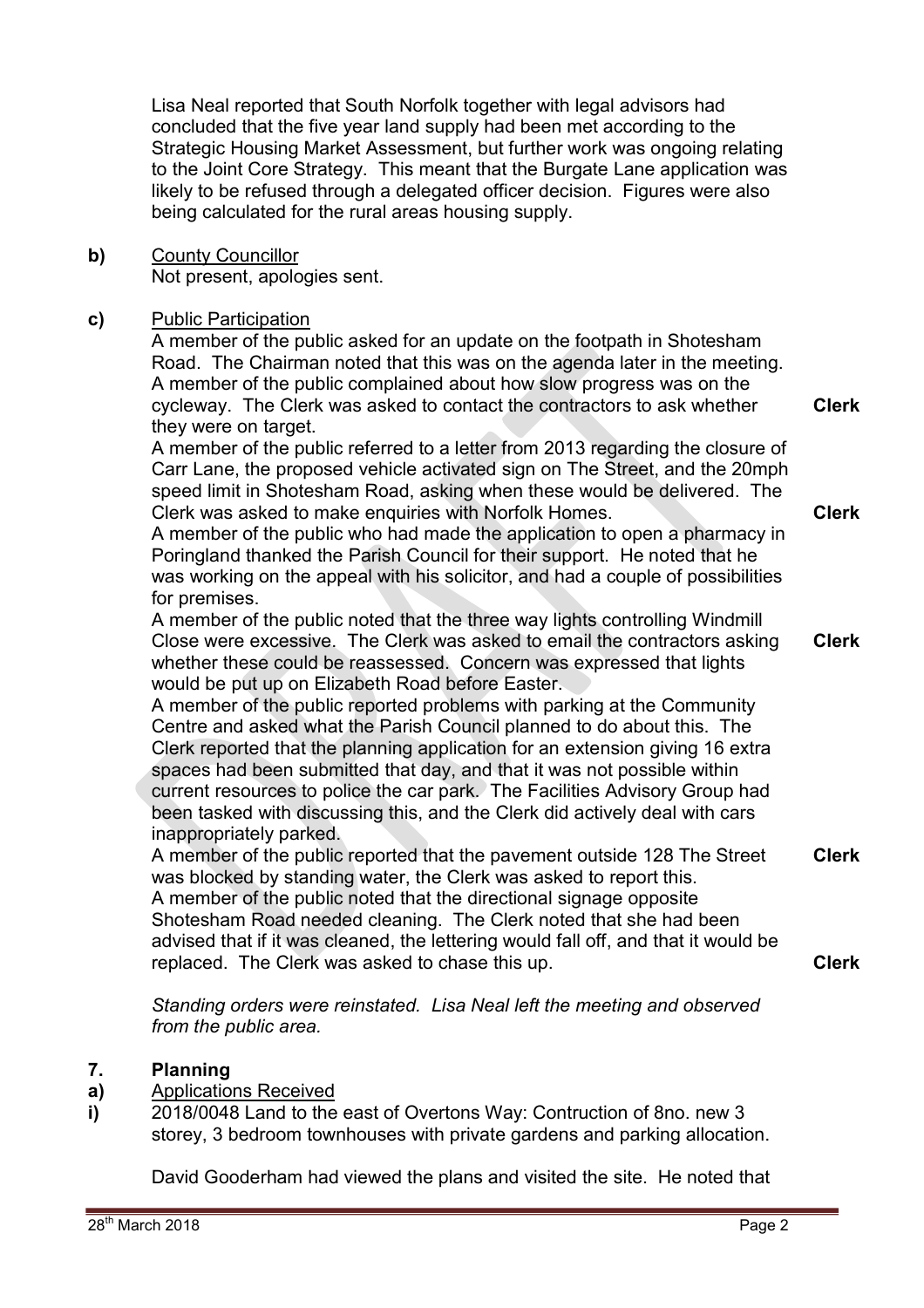Lisa Neal reported that South Norfolk together with legal advisors had concluded that the five year land supply had been met according to the Strategic Housing Market Assessment, but further work was ongoing relating to the Joint Core Strategy. This meant that the Burgate Lane application was likely to be refused through a delegated officer decision. Figures were also being calculated for the rural areas housing supply.

**b)** County Councillor

Not present, apologies sent.

**c)** Public Participation

A member of the public asked for an update on the footpath in Shotesham Road. The Chairman noted that this was on the agenda later in the meeting.

A member of the public complained about how slow progress was on the cycleway. The Clerk was asked to contact the contractors to ask whether they were on target. **Clerk**

A member of the public referred to a letter from 2013 regarding the closure of Carr Lane, the proposed vehicle activated sign on The Street, and the 20mph speed limit in Shotesham Road, asking when these would be delivered. The Clerk was asked to make enquiries with Norfolk Homes. **Clerk**

A member of the public who had made the application to open a pharmacy in Poringland thanked the Parish Council for their support. He noted that he was working on the appeal with his solicitor, and had a couple of possibilities for premises.

A member of the public noted that the three way lights controlling Windmill Close were excessive. The Clerk was asked to email the contractors asking whether these could be reassessed. Concern was expressed that lights would be put up on Elizabeth Road before Easter. **Clerk**

A member of the public reported problems with parking at the Community Centre and asked what the Parish Council planned to do about this. The Clerk reported that the planning application for an extension giving 16 extra spaces had been submitted that day, and that it was not possible within current resources to police the car park. The Facilities Advisory Group had been tasked with discussing this, and the Clerk did actively deal with cars inappropriately parked.

A member of the public reported that the pavement outside 128 The Street was blocked by standing water, the Clerk was asked to report this. **Clerk**

A member of the public noted that the directional signage opposite Shotesham Road needed cleaning. The Clerk noted that she had been advised that if it was cleaned, the lettering would fall off, and that it would be replaced. The Clerk was asked to chase this up. **Clerk**

*Standing orders were reinstated. Lisa Neal left the meeting and observed from the public area.*

## 7. Planning

**a)** Applications Received

**i)** 2018/0048 Land to the east of Overtons Way: Contruction of 8no. new 3 storey, 3 bedroom townhouses with private gardens and parking allocation.

David Gooderham had viewed the plans and visited the site. He noted that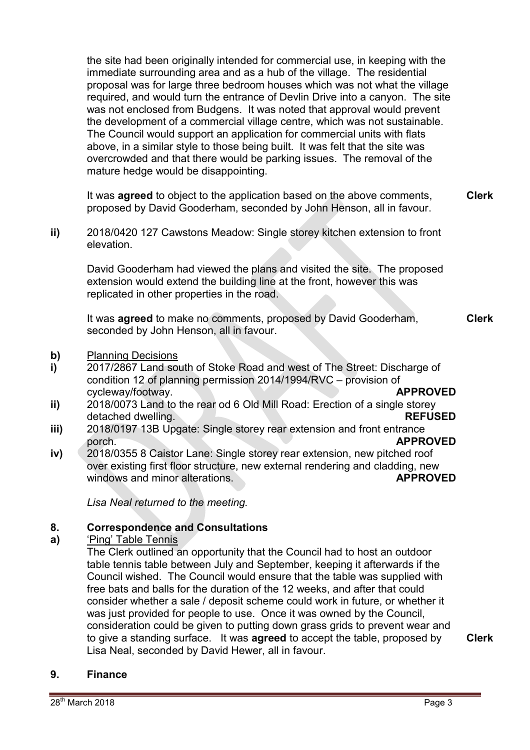the site had been originally intended for commercial use, in keeping with the immediate surrounding area and as a hub of the village. The residential proposal was for large three bedroom houses which was not what the village required, and would turn the entrance of Devlin Drive into a canyon. The site was not enclosed from Budgens. It was noted that approval would prevent the development of a commercial village centre, which was not sustainable. The Council would support an application for commercial units with flats above, in a similar style to those being built. It was felt that the site was overcrowded and that there would be parking issues. The removal of the mature hedge would be disappointing.

It was **agreed** to object to the application based on the above comments, proposed by David Gooderham, seconded by John Henson, all in favour. **Clerk**

**ii)** 2018/0420 127 Cawstons Meadow: Single storey kitchen extension to front elevation.

David Gooderham had viewed the plans and visited the site. The proposed extension would extend the building line at the front, however this was replicated in other properties in the road.

It was **agreed** to make no comments, proposed by David Gooderham, seconded by John Henson, all in favour. **Clerk**

**b)** Planning Decisions

**i)** 2017/2867 Land south of Stoke Road and west of The Street: Discharge of condition 12 of planning permission 2014/1994/RVC – provision of cycleway/footway. **APPROVED**

**ii)** 2018/0073 Land to the rear od 6 Old Mill Road: Erection of a single storey detached dwelling. **REFUSED**

**iii)** 2018/0197 13B Upgate: Single storey rear extension and front entrance porch. **APPROVED**

**iv)** 2018/0355 8 Caistor Lane: Single storey rear extension, new pitched roof over existing first floor structure, new external rendering and cladding, new windows and minor alterations. **APPROVED**

*Lisa Neal returned to the meeting.*

## 8. Correspondence and Consultations

**a)** 'Ping' Table Tennis

The Clerk outlined an opportunity that the Council had to host an outdoor table tennis table between July and September, keeping it afterwards if the Council wished. The Council would ensure that the table was supplied with free bats and balls for the duration of the 12 weeks, and after that could consider whether a sale / deposit scheme could work in future, or whether it was just provided for people to use. Once it was owned by the Council, consideration could be given to putting down grass grids to prevent wear and to give a standing surface. It was **agreed** to accept the table, proposed by Lisa Neal, seconded by David Hewer, all in favour. **Clerk**

## 9. Finance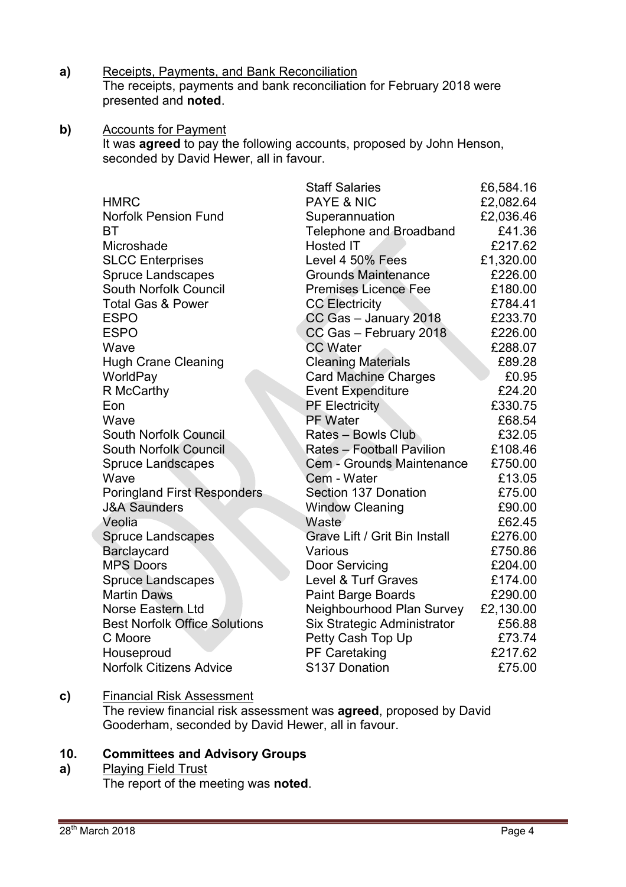**a)** Receipts, Payments, and Bank Reconciliation

The receipts, payments and bank reconciliation for February 2018 were presented and **noted**.

**b)** Accounts for Payment

It was **agreed** to pay the following accounts, proposed by John Henson, seconded by David Hewer, all in favour.

| | | |
|---|---|---|
| | Staff Salaries | £6,584.16 |
| HMRC | PAYE & NIC | £2,082.64 |
| Norfolk Pension Fund | Superannuation | £2,036.46 |
| BT | Telephone and Broadband | £41.36 |
| Microshade | Hosted IT | £217.62 |
| SLCC Enterprises | Level 4 50% Fees | £1,320.00 |
| Spruce Landscapes | Grounds Maintenance | £226.00 |
| South Norfolk Council | Premises Licence Fee | £180.00 |
| Total Gas & Power | CC Electricity | £784.41 |
| ESPO | CC Gas – January 2018 | £233.70 |
| ESPO | CC Gas – February 2018 | £226.00 |
| Wave | CC Water | £288.07 |
| Hugh Crane Cleaning | Cleaning Materials | £89.28 |
| WorldPay | Card Machine Charges | £0.95 |
| R McCarthy | Event Expenditure | £24.20 |
| Eon | PF Electricity | £330.75 |
| Wave | PF Water | £68.54 |
| South Norfolk Council | Rates – Bowls Club | £32.05 |
| South Norfolk Council | Rates – Football Pavilion | £108.46 |
| Spruce Landscapes | Cem - Grounds Maintenance | £750.00 |
| Wave | Cem - Water | £13.05 |
| Poringland First Responders | Section 137 Donation | £75.00 |
| J&A Saunders | Window Cleaning | £90.00 |
| Veolia | Waste | £62.45 |
| Spruce Landscapes | Grave Lift / Grit Bin Install | £276.00 |
| Barclaycard | Various | £750.86 |
| MPS Doors | Door Servicing | £204.00 |
| Spruce Landscapes | Level & Turf Graves | £174.00 |
| Martin Daws | Paint Barge Boards | £290.00 |
| Norse Eastern Ltd | Neighbourhood Plan Survey | £2,130.00 |
| Best Norfolk Office Solutions | Six Strategic Administrator | £56.88 |
| C Moore | Petty Cash Top Up | £73.74 |
| Houseproud | PF Caretaking | £217.62 |
| Norfolk Citizens Advice | S137 Donation | £75.00 |

**c)** Financial Risk Assessment

The review financial risk assessment was **agreed**, proposed by David Gooderham, seconded by David Hewer, all in favour.

## 10. Committees and Advisory Groups

**a)** Playing Field Trust

The report of the meeting was **noted**.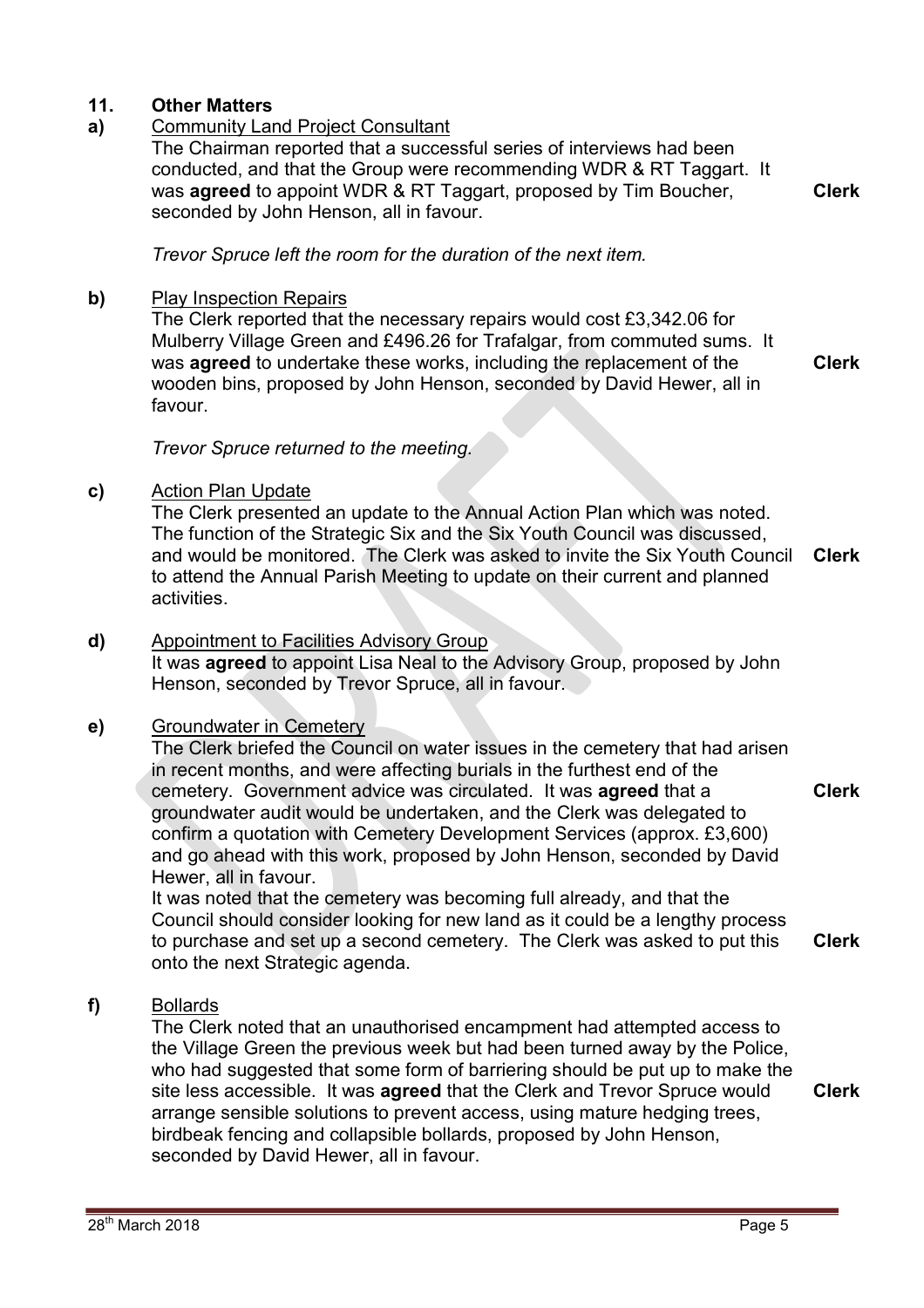## 11. Other Matters

**a)** Community Land Project Consultant

The Chairman reported that a successful series of interviews had been conducted, and that the Group were recommending WDR & RT Taggart. It was **agreed** to appoint WDR & RT Taggart, proposed by Tim Boucher, seconded by John Henson, all in favour. **Clerk**

*Trevor Spruce left the room for the duration of the next item.*

**b)** Play Inspection Repairs

The Clerk reported that the necessary repairs would cost £3,342.06 for Mulberry Village Green and £496.26 for Trafalgar, from commuted sums. It was **agreed** to undertake these works, including the replacement of the wooden bins, proposed by John Henson, seconded by David Hewer, all in favour. **Clerk**

*Trevor Spruce returned to the meeting.*

**c)** Action Plan Update

The Clerk presented an update to the Annual Action Plan which was noted. The function of the Strategic Six and the Six Youth Council was discussed, and would be monitored. The Clerk was asked to invite the Six Youth Council to attend the Annual Parish Meeting to update on their current and planned activities. **Clerk**

**d)** Appointment to Facilities Advisory Group

It was **agreed** to appoint Lisa Neal to the Advisory Group, proposed by John Henson, seconded by Trevor Spruce, all in favour.

**e)** Groundwater in Cemetery

The Clerk briefed the Council on water issues in the cemetery that had arisen in recent months, and were affecting burials in the furthest end of the cemetery. Government advice was circulated. It was **agreed** that a groundwater audit would be undertaken, and the Clerk was delegated to confirm a quotation with Cemetery Development Services (approx. £3,600) and go ahead with this work, proposed by John Henson, seconded by David Hewer, all in favour. **Clerk**

It was noted that the cemetery was becoming full already, and that the Council should consider looking for new land as it could be a lengthy process to purchase and set up a second cemetery. The Clerk was asked to put this onto the next Strategic agenda. **Clerk**

**f)** Bollards

The Clerk noted that an unauthorised encampment had attempted access to the Village Green the previous week but had been turned away by the Police, who had suggested that some form of barriering should be put up to make the site less accessible. It was **agreed** that the Clerk and Trevor Spruce would arrange sensible solutions to prevent access, using mature hedging trees, birdbeak fencing and collapsible bollards, proposed by John Henson, seconded by David Hewer, all in favour. **Clerk**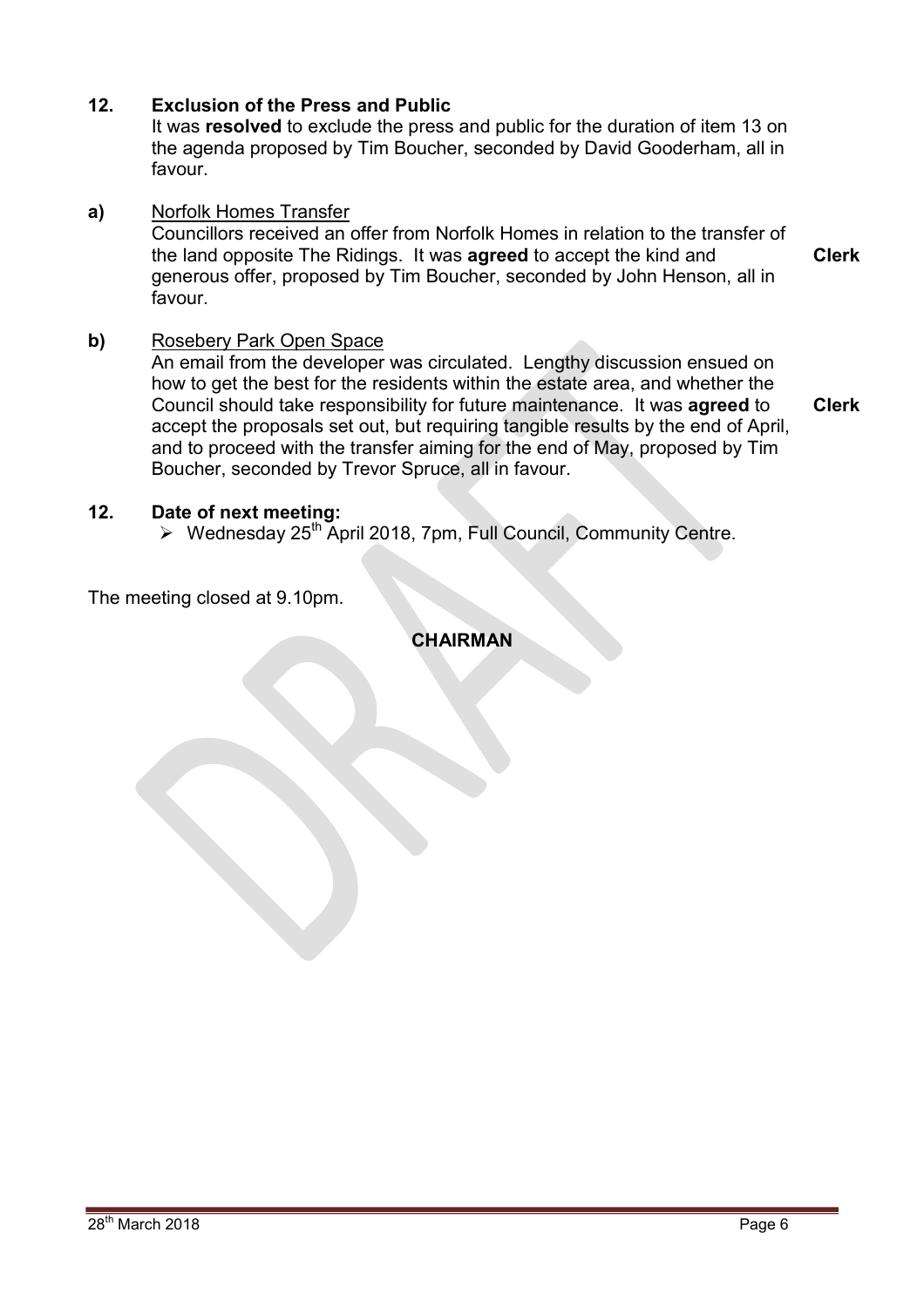## 12. Exclusion of the Press and Public

It was **resolved** to exclude the press and public for the duration of item 13 on the agenda proposed by Tim Boucher, seconded by David Gooderham, all in favour.

**a)** Norfolk Homes Transfer

Councillors received an offer from Norfolk Homes in relation to the transfer of the land opposite The Ridings. It was **agreed** to accept the kind and generous offer, proposed by Tim Boucher, seconded by John Henson, all in favour. **Clerk**

**b)** Rosebery Park Open Space

An email from the developer was circulated. Lengthy discussion ensued on how to get the best for the residents within the estate area, and whether the Council should take responsibility for future maintenance. It was **agreed** to accept the proposals set out, but requiring tangible results by the end of April, and to proceed with the transfer aiming for the end of May, proposed by Tim Boucher, seconded by Trevor Spruce, all in favour. **Clerk**

## 12. Date of next meeting:

- Wednesday 25th April 2018, 7pm, Full Council, Community Centre.

The meeting closed at 9.10pm.

**CHAIRMAN**